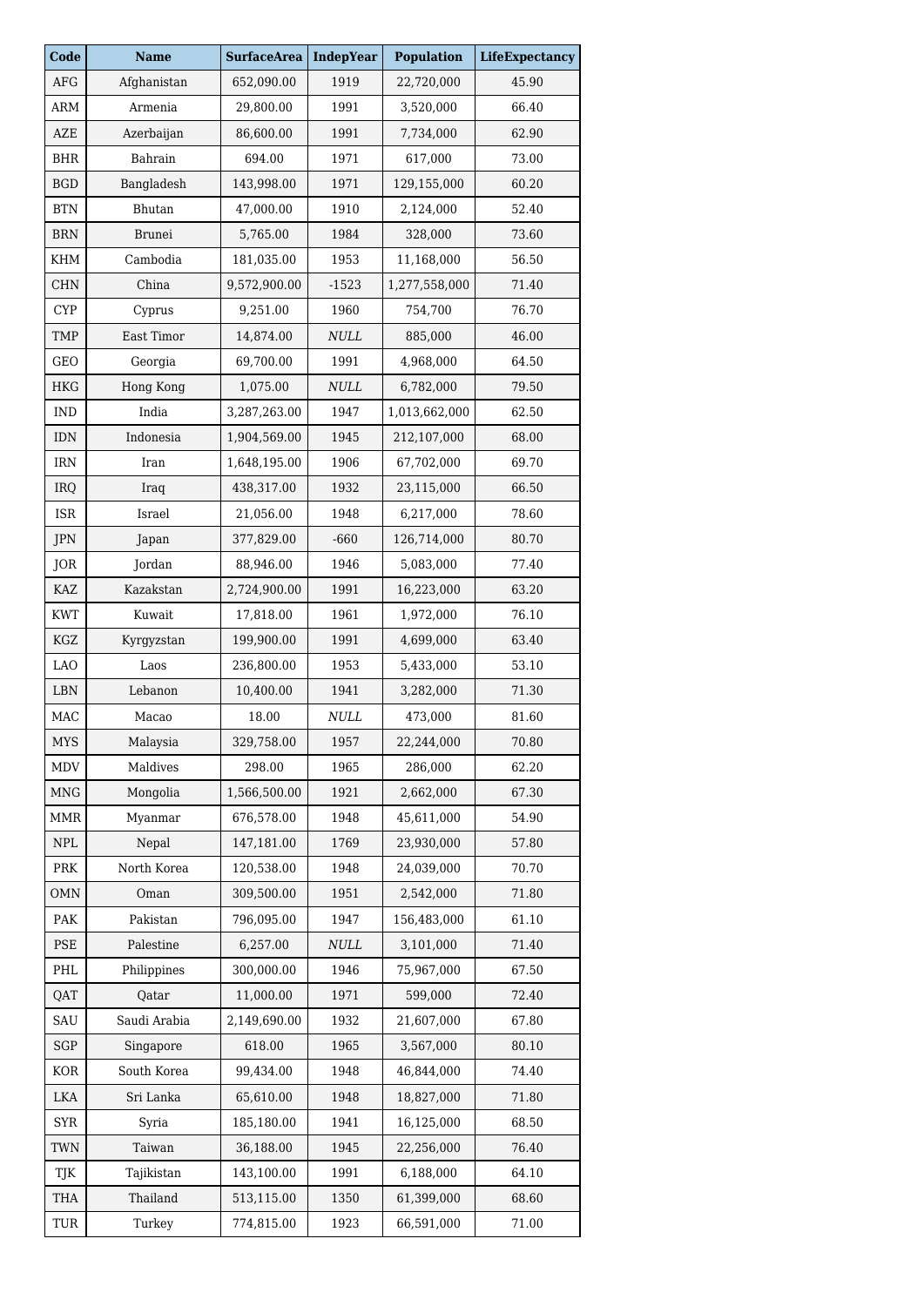| Code | Name | SurfaceArea | IndepYear | Population | LifeExpectancy |
| --- | --- | --- | --- | --- | --- |
| AFG | Afghanistan | 652,090.00 | 1919 | 22,720,000 | 45.90 |
| ARM | Armenia | 29,800.00 | 1991 | 3,520,000 | 66.40 |
| AZE | Azerbaijan | 86,600.00 | 1991 | 7,734,000 | 62.90 |
| BHR | Bahrain | 694.00 | 1971 | 617,000 | 73.00 |
| BGD | Bangladesh | 143,998.00 | 1971 | 129,155,000 | 60.20 |
| BTN | Bhutan | 47,000.00 | 1910 | 2,124,000 | 52.40 |
| BRN | Brunei | 5,765.00 | 1984 | 328,000 | 73.60 |
| KHM | Cambodia | 181,035.00 | 1953 | 11,168,000 | 56.50 |
| CHN | China | 9,572,900.00 | -1523 | 1,277,558,000 | 71.40 |
| CYP | Cyprus | 9,251.00 | 1960 | 754,700 | 76.70 |
| TMP | East Timor | 14,874.00 | *NULL* | 885,000 | 46.00 |
| GEO | Georgia | 69,700.00 | 1991 | 4,968,000 | 64.50 |
| HKG | Hong Kong | 1,075.00 | *NULL* | 6,782,000 | 79.50 |
| IND | India | 3,287,263.00 | 1947 | 1,013,662,000 | 62.50 |
| IDN | Indonesia | 1,904,569.00 | 1945 | 212,107,000 | 68.00 |
| IRN | Iran | 1,648,195.00 | 1906 | 67,702,000 | 69.70 |
| IRQ | Iraq | 438,317.00 | 1932 | 23,115,000 | 66.50 |
| ISR | Israel | 21,056.00 | 1948 | 6,217,000 | 78.60 |
| JPN | Japan | 377,829.00 | -660 | 126,714,000 | 80.70 |
| JOR | Jordan | 88,946.00 | 1946 | 5,083,000 | 77.40 |
| KAZ | Kazakstan | 2,724,900.00 | 1991 | 16,223,000 | 63.20 |
| KWT | Kuwait | 17,818.00 | 1961 | 1,972,000 | 76.10 |
| KGZ | Kyrgyzstan | 199,900.00 | 1991 | 4,699,000 | 63.40 |
| LAO | Laos | 236,800.00 | 1953 | 5,433,000 | 53.10 |
| LBN | Lebanon | 10,400.00 | 1941 | 3,282,000 | 71.30 |
| MAC | Macao | 18.00 | *NULL* | 473,000 | 81.60 |
| MYS | Malaysia | 329,758.00 | 1957 | 22,244,000 | 70.80 |
| MDV | Maldives | 298.00 | 1965 | 286,000 | 62.20 |
| MNG | Mongolia | 1,566,500.00 | 1921 | 2,662,000 | 67.30 |
| MMR | Myanmar | 676,578.00 | 1948 | 45,611,000 | 54.90 |
| NPL | Nepal | 147,181.00 | 1769 | 23,930,000 | 57.80 |
| PRK | North Korea | 120,538.00 | 1948 | 24,039,000 | 70.70 |
| OMN | Oman | 309,500.00 | 1951 | 2,542,000 | 71.80 |
| PAK | Pakistan | 796,095.00 | 1947 | 156,483,000 | 61.10 |
| PSE | Palestine | 6,257.00 | *NULL* | 3,101,000 | 71.40 |
| PHL | Philippines | 300,000.00 | 1946 | 75,967,000 | 67.50 |
| QAT | Qatar | 11,000.00 | 1971 | 599,000 | 72.40 |
| SAU | Saudi Arabia | 2,149,690.00 | 1932 | 21,607,000 | 67.80 |
| SGP | Singapore | 618.00 | 1965 | 3,567,000 | 80.10 |
| KOR | South Korea | 99,434.00 | 1948 | 46,844,000 | 74.40 |
| LKA | Sri Lanka | 65,610.00 | 1948 | 18,827,000 | 71.80 |
| SYR | Syria | 185,180.00 | 1941 | 16,125,000 | 68.50 |
| TWN | Taiwan | 36,188.00 | 1945 | 22,256,000 | 76.40 |
| TJK | Tajikistan | 143,100.00 | 1991 | 6,188,000 | 64.10 |
| THA | Thailand | 513,115.00 | 1350 | 61,399,000 | 68.60 |
| TUR | Turkey | 774,815.00 | 1923 | 66,591,000 | 71.00 |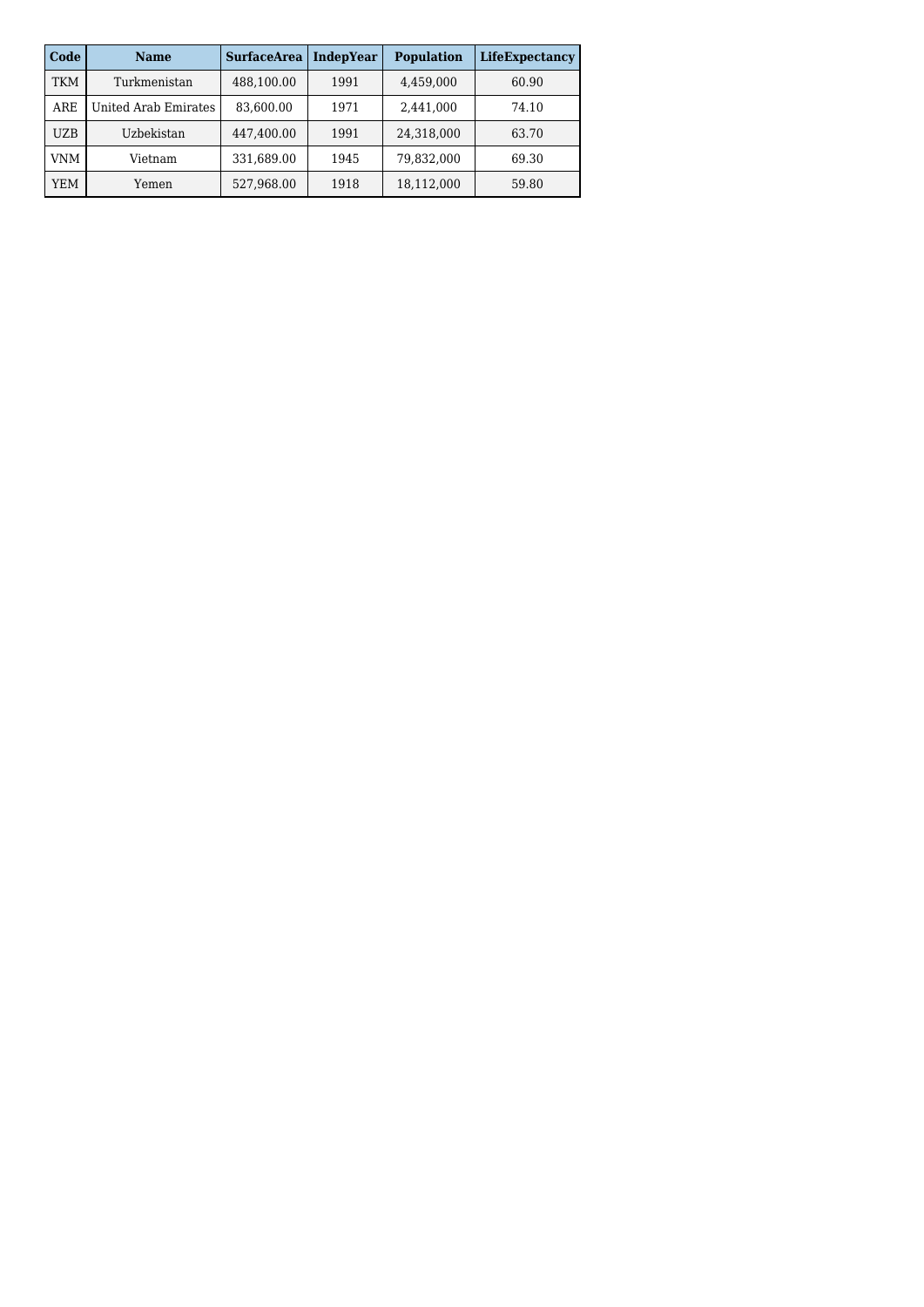| Code | Name | SurfaceArea | IndepYear | Population | LifeExpectancy |
| --- | --- | --- | --- | --- | --- |
| TKM | Turkmenistan | 488,100.00 | 1991 | 4,459,000 | 60.90 |
| ARE | United Arab Emirates | 83,600.00 | 1971 | 2,441,000 | 74.10 |
| UZB | Uzbekistan | 447,400.00 | 1991 | 24,318,000 | 63.70 |
| VNM | Vietnam | 331,689.00 | 1945 | 79,832,000 | 69.30 |
| YEM | Yemen | 527,968.00 | 1918 | 18,112,000 | 59.80 |